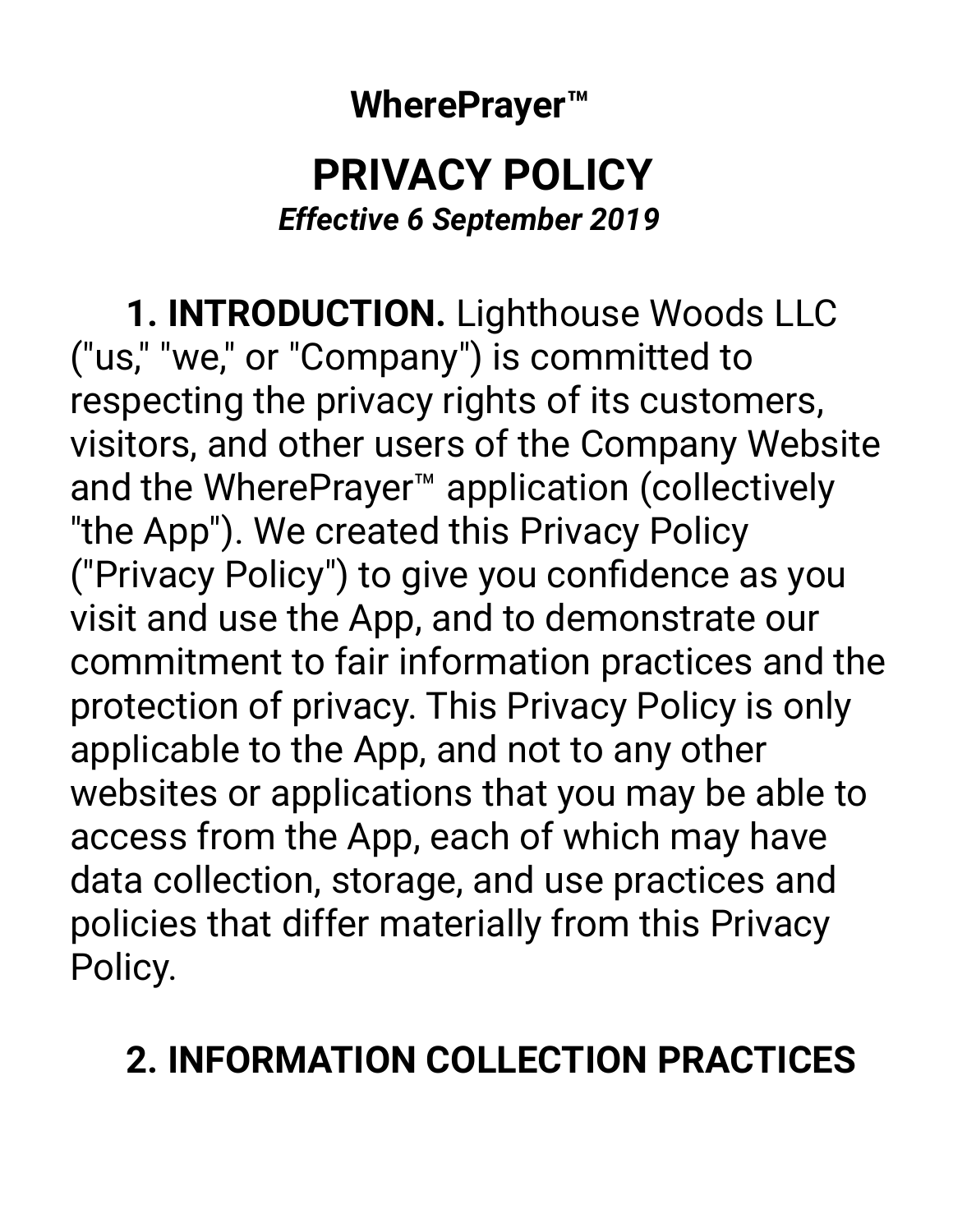**WherePrayer™**

# PRIVACY POLICY

***Effective 6 September 2019***

**1. INTRODUCTION.** Lighthouse Woods LLC ("us," "we," or "Company") is committed to respecting the privacy rights of its customers, visitors, and other users of the Company Website and the WherePrayer™ application (collectively "the App"). We created this Privacy Policy ("Privacy Policy") to give you confidence as you visit and use the App, and to demonstrate our commitment to fair information practices and the protection of privacy. This Privacy Policy is only applicable to the App, and not to any other websites or applications that you may be able to access from the App, each of which may have data collection, storage, and use practices and policies that differ materially from this Privacy Policy.

## 2. INFORMATION COLLECTION PRACTICES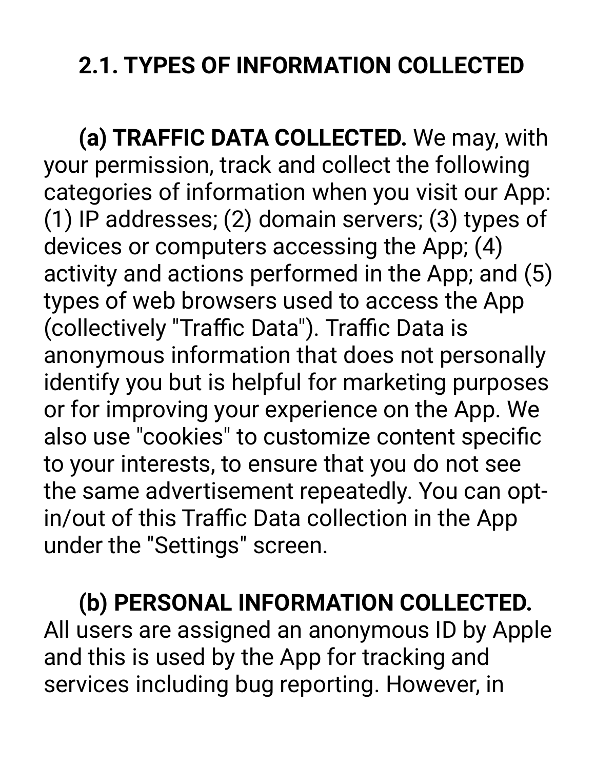## 2.1. TYPES OF INFORMATION COLLECTED

**(a) TRAFFIC DATA COLLECTED.** We may, with your permission, track and collect the following categories of information when you visit our App: (1) IP addresses; (2) domain servers; (3) types of devices or computers accessing the App; (4) activity and actions performed in the App; and (5) types of web browsers used to access the App (collectively "Traffic Data"). Traffic Data is anonymous information that does not personally identify you but is helpful for marketing purposes or for improving your experience on the App. We also use "cookies" to customize content specific to your interests, to ensure that you do not see the same advertisement repeatedly. You can opt-in/out of this Traffic Data collection in the App under the "Settings" screen.

**(b) PERSONAL INFORMATION COLLECTED.** All users are assigned an anonymous ID by Apple and this is used by the App for tracking and services including bug reporting. However, in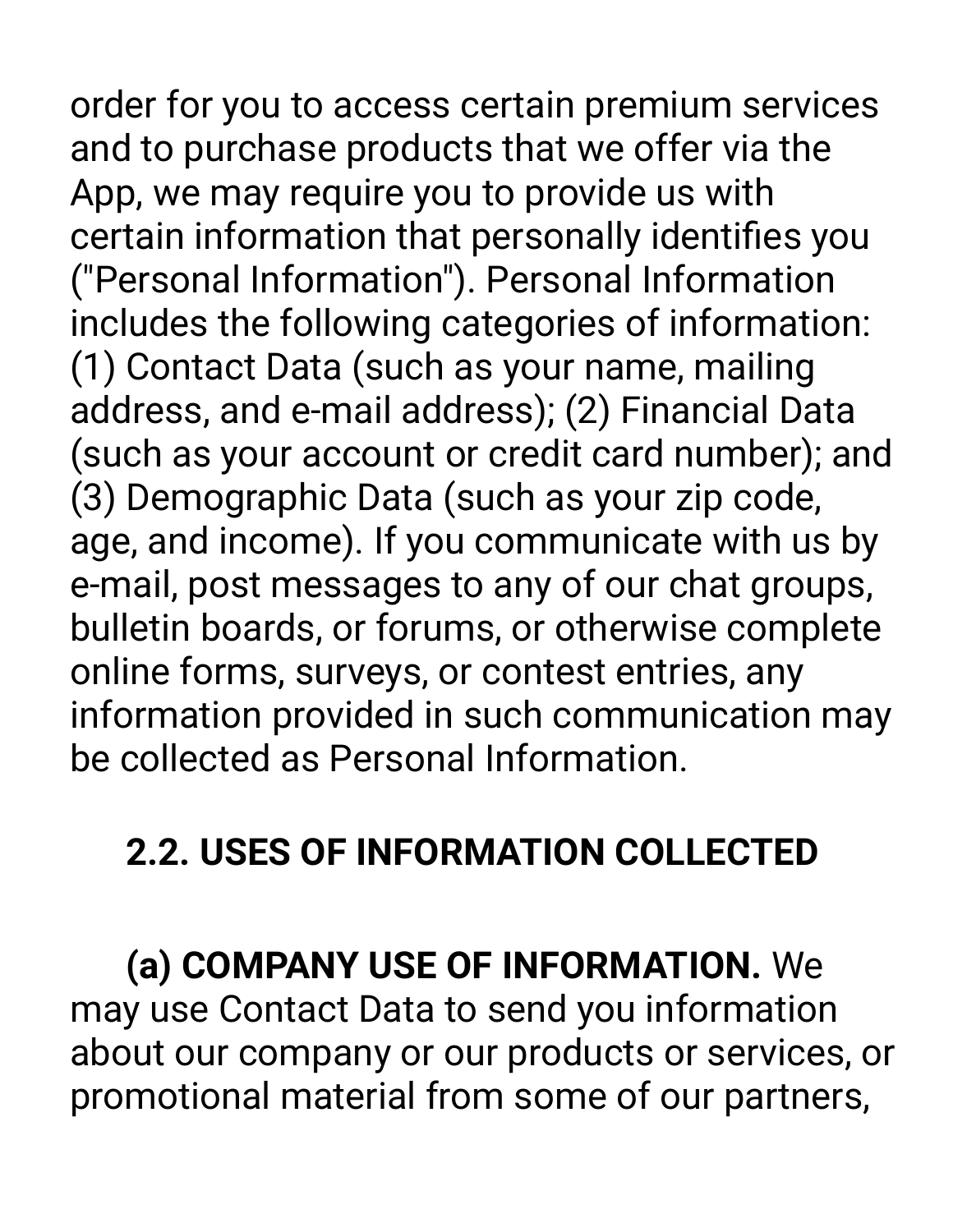order for you to access certain premium services and to purchase products that we offer via the App, we may require you to provide us with certain information that personally identifies you ("Personal Information"). Personal Information includes the following categories of information: (1) Contact Data (such as your name, mailing address, and e-mail address); (2) Financial Data (such as your account or credit card number); and (3) Demographic Data (such as your zip code, age, and income). If you communicate with us by e-mail, post messages to any of our chat groups, bulletin boards, or forums, or otherwise complete online forms, surveys, or contest entries, any information provided in such communication may be collected as Personal Information.

## 2.2. USES OF INFORMATION COLLECTED

**(a) COMPANY USE OF INFORMATION.** We may use Contact Data to send you information about our company or our products or services, or promotional material from some of our partners,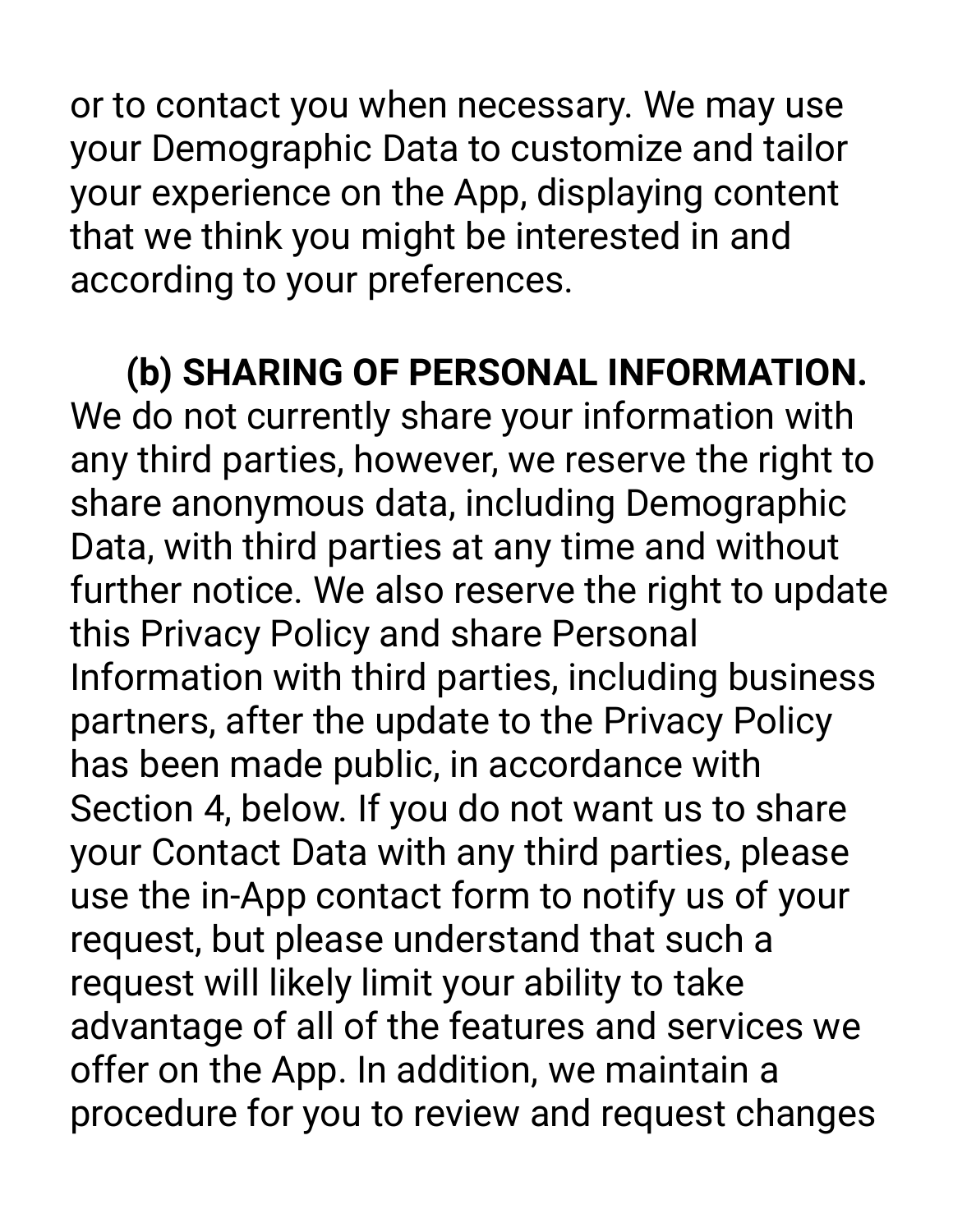or to contact you when necessary. We may use your Demographic Data to customize and tailor your experience on the App, displaying content that we think you might be interested in and according to your preferences.

**(b) SHARING OF PERSONAL INFORMATION.** We do not currently share your information with any third parties, however, we reserve the right to share anonymous data, including Demographic Data, with third parties at any time and without further notice. We also reserve the right to update this Privacy Policy and share Personal Information with third parties, including business partners, after the update to the Privacy Policy has been made public, in accordance with Section 4, below. If you do not want us to share your Contact Data with any third parties, please use the in-App contact form to notify us of your request, but please understand that such a request will likely limit your ability to take advantage of all of the features and services we offer on the App. In addition, we maintain a procedure for you to review and request changes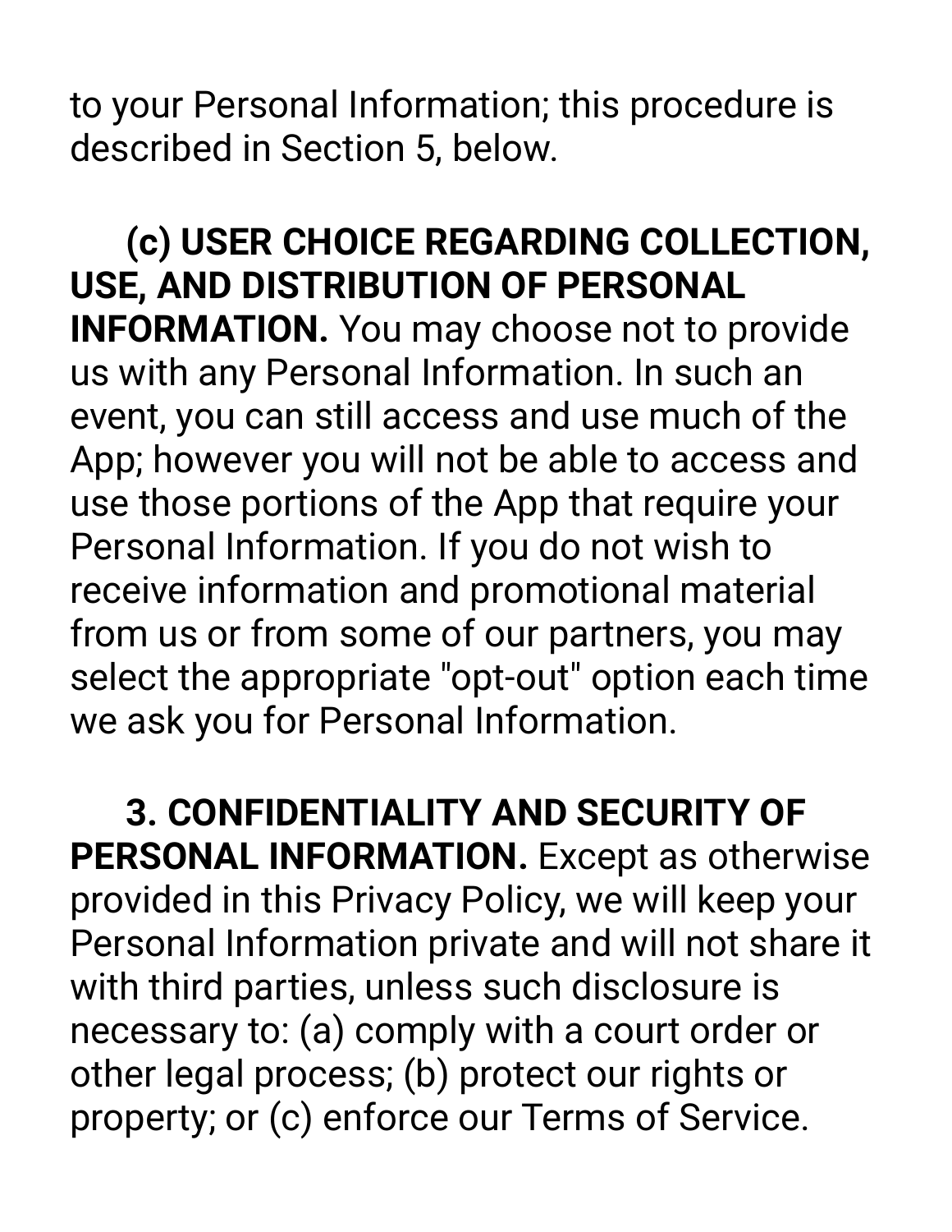to your Personal Information; this procedure is described in Section 5, below.

**(c) USER CHOICE REGARDING COLLECTION, USE, AND DISTRIBUTION OF PERSONAL INFORMATION.** You may choose not to provide us with any Personal Information. In such an event, you can still access and use much of the App; however you will not be able to access and use those portions of the App that require your Personal Information. If you do not wish to receive information and promotional material from us or from some of our partners, you may select the appropriate "opt-out" option each time we ask you for Personal Information.

**3. CONFIDENTIALITY AND SECURITY OF PERSONAL INFORMATION.** Except as otherwise provided in this Privacy Policy, we will keep your Personal Information private and will not share it with third parties, unless such disclosure is necessary to: (a) comply with a court order or other legal process; (b) protect our rights or property; or (c) enforce our Terms of Service.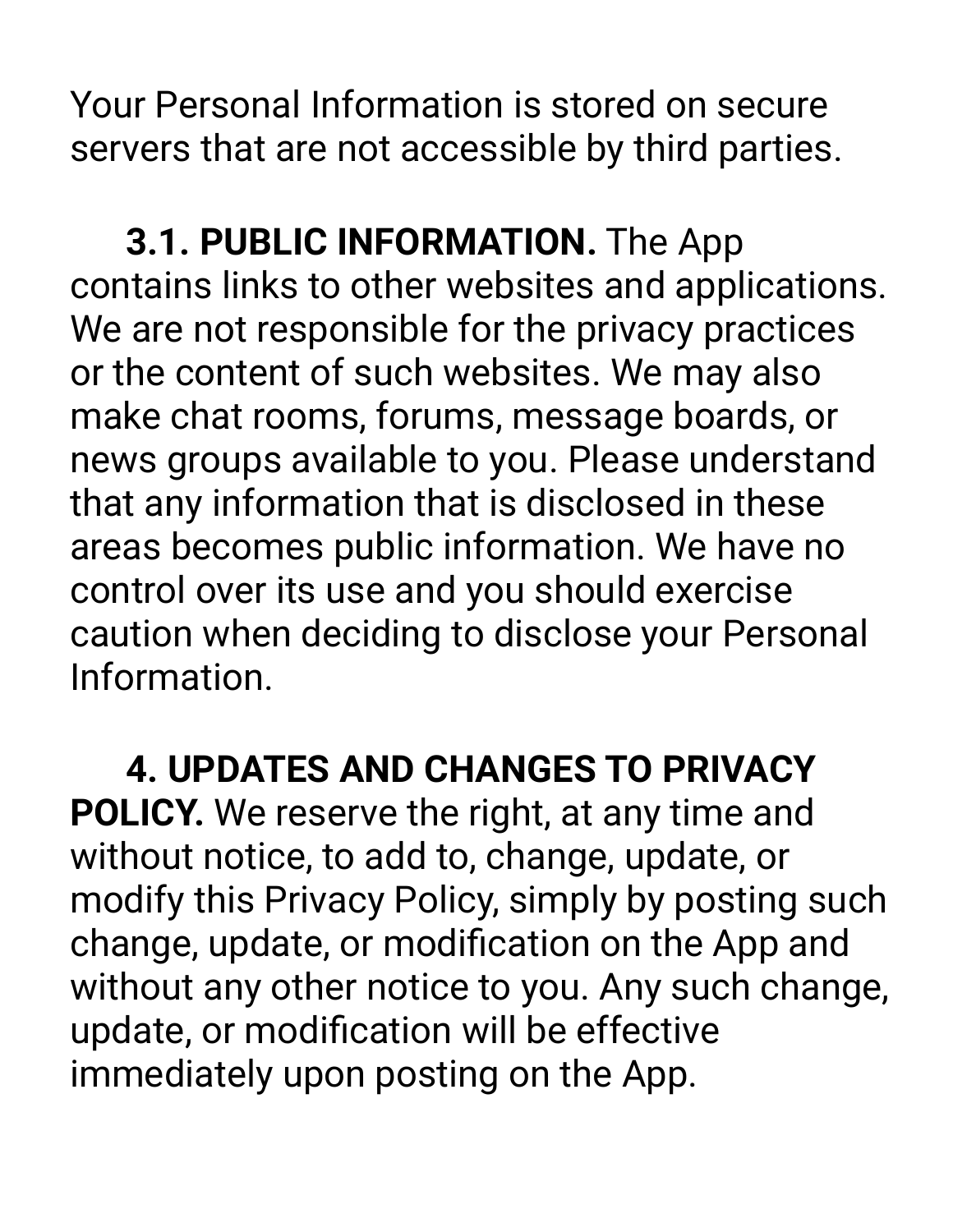Your Personal Information is stored on secure servers that are not accessible by third parties.

**3.1. PUBLIC INFORMATION.** The App contains links to other websites and applications. We are not responsible for the privacy practices or the content of such websites. We may also make chat rooms, forums, message boards, or news groups available to you. Please understand that any information that is disclosed in these areas becomes public information. We have no control over its use and you should exercise caution when deciding to disclose your Personal Information.

**4. UPDATES AND CHANGES TO PRIVACY POLICY.** We reserve the right, at any time and without notice, to add to, change, update, or modify this Privacy Policy, simply by posting such change, update, or modification on the App and without any other notice to you. Any such change, update, or modification will be effective immediately upon posting on the App.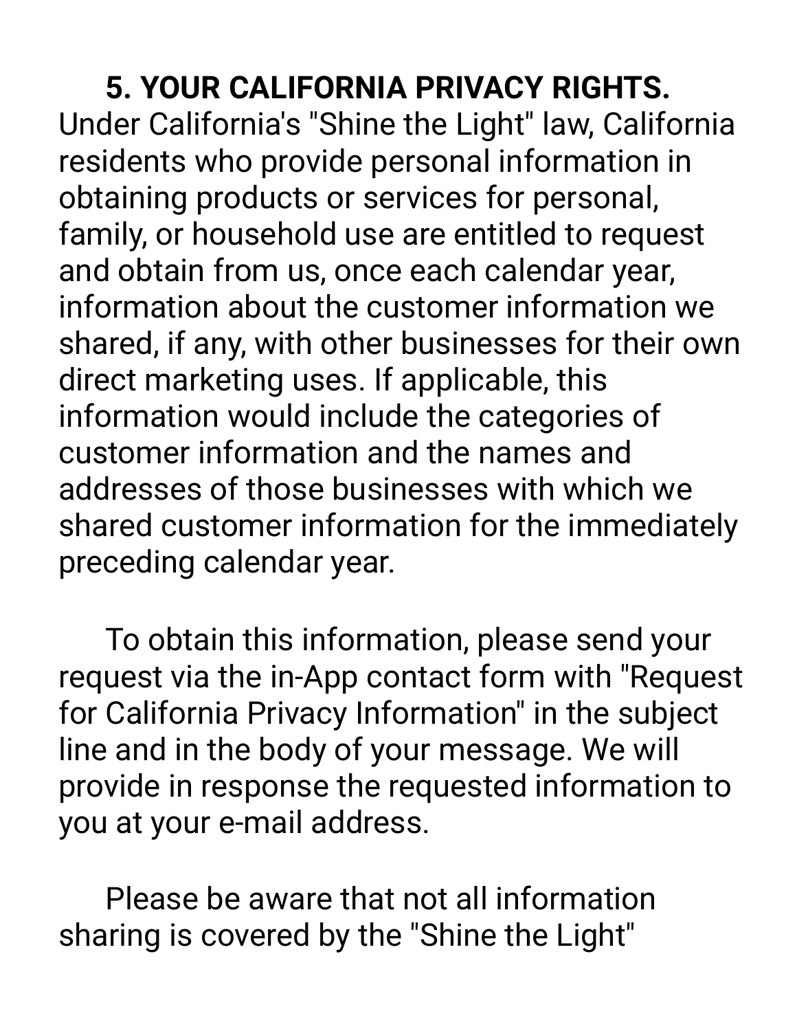**5. YOUR CALIFORNIA PRIVACY RIGHTS.** Under California's "Shine the Light" law, California residents who provide personal information in obtaining products or services for personal, family, or household use are entitled to request and obtain from us, once each calendar year, information about the customer information we shared, if any, with other businesses for their own direct marketing uses. If applicable, this information would include the categories of customer information and the names and addresses of those businesses with which we shared customer information for the immediately preceding calendar year.

To obtain this information, please send your request via the in-App contact form with "Request for California Privacy Information" in the subject line and in the body of your message. We will provide in response the requested information to you at your e-mail address.

Please be aware that not all information sharing is covered by the "Shine the Light"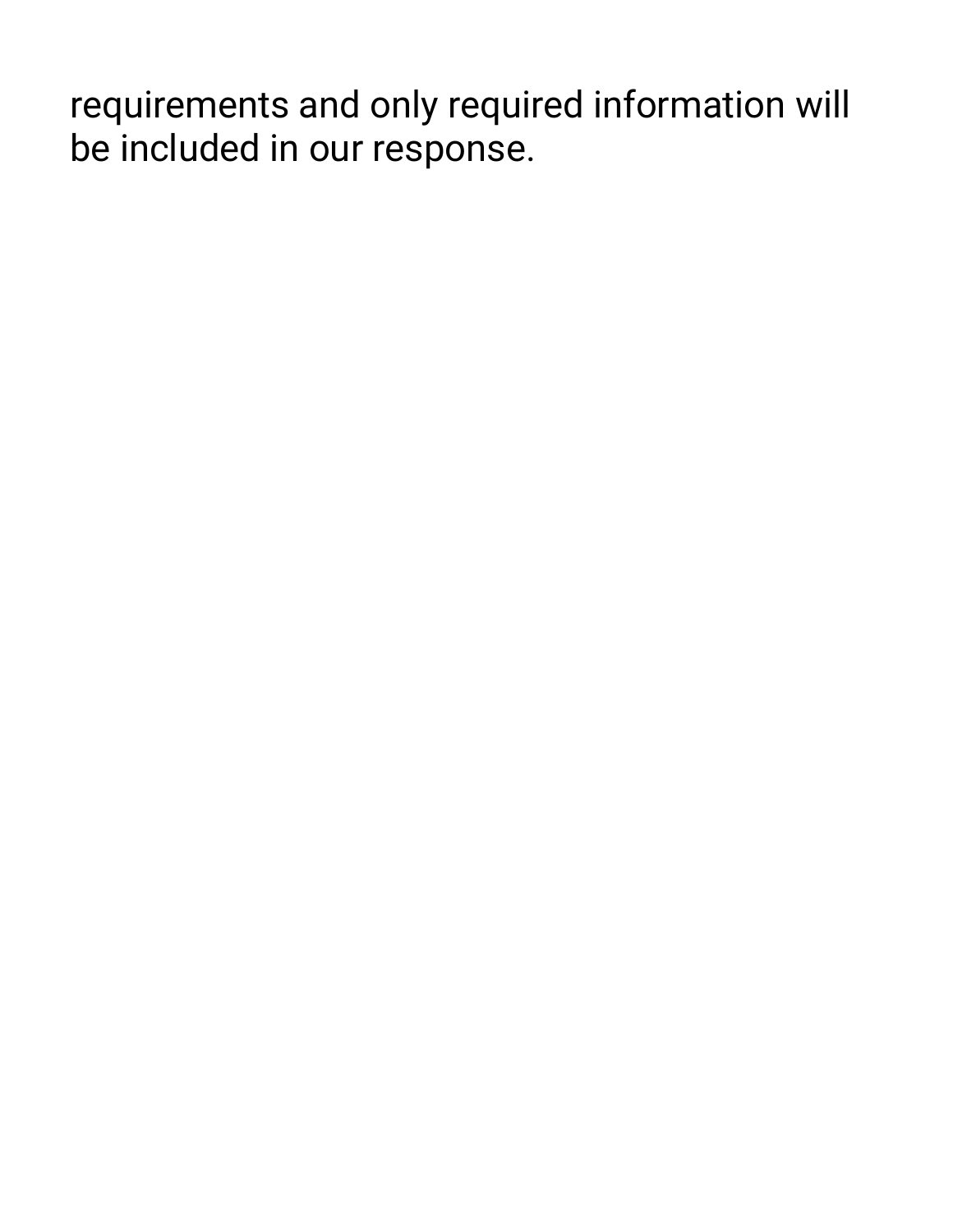requirements and only required information will be included in our response.